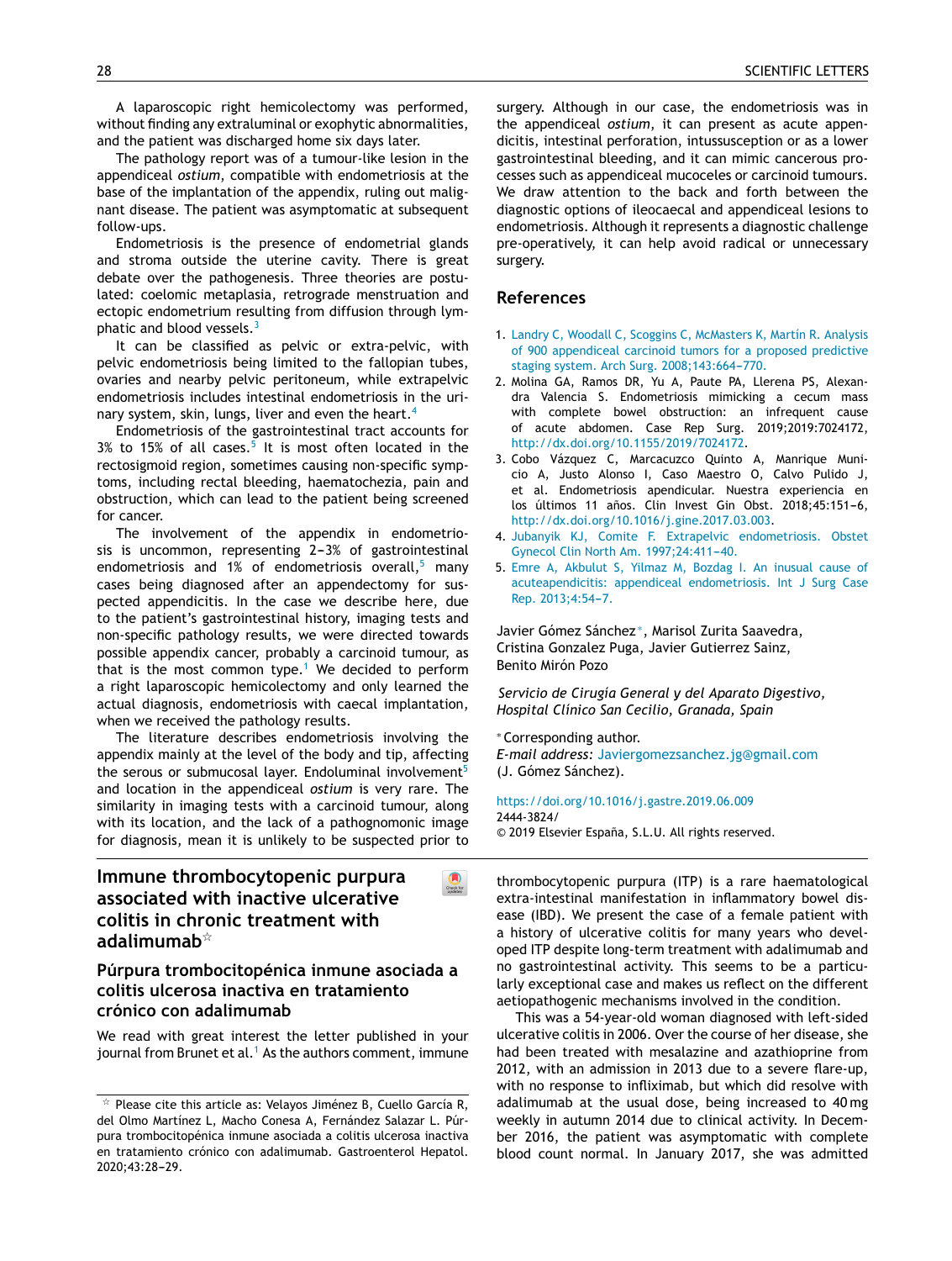A laparoscopic right hemicolectomy was performed, without finding any extraluminal or exophytic abnormalities, and the patient was discharged home six days later.

The pathology report was of a tumour-like lesion in the appendiceal *ostium*, compatible with endometriosis at the base of the implantation of the appendix, ruling out malignant disease. The patient was asymptomatic at subsequent follow-ups.

Endometriosis is the presence of endometrial glands and stroma outside the uterine cavity. There is great debate over the pathogenesis. Three theories are postulated: coelomic metaplasia, retrograde menstruation and ectopic endometrium resulting from diffusion through lymphatic and blood vessels.[3]

It can be classified as pelvic or extra-pelvic, with pelvic endometriosis being limited to the fallopian tubes, ovaries and nearby pelvic peritoneum, while extrapelvic endometriosis includes intestinal endometriosis in the urinary system, skin, lungs, liver and even the heart.[4]

Endometriosis of the gastrointestinal tract accounts for 3% to 15% of all cases.[5] It is most often located in the rectosigmoid region, sometimes causing non-specific symptoms, including rectal bleeding, haematochezia, pain and obstruction, which can lead to the patient being screened for cancer.

The involvement of the appendix in endometriosis is uncommon, representing 2–3% of gastrointestinal endometriosis and 1% of endometriosis overall,[5] many cases being diagnosed after an appendectomy for suspected appendicitis. In the case we describe here, due to the patient's gastrointestinal history, imaging tests and non-specific pathology results, we were directed towards possible appendix cancer, probably a carcinoid tumour, as that is the most common type.[1] We decided to perform a right laparoscopic hemicolectomy and only learned the actual diagnosis, endometriosis with caecal implantation, when we received the pathology results.

The literature describes endometriosis involving the appendix mainly at the level of the body and tip, affecting the serous or submucosal layer. Endoluminal involvement[5] and location in the appendiceal *ostium* is very rare. The similarity in imaging tests with a carcinoid tumour, along with its location, and the lack of a pathognomonic image for diagnosis, mean it is unlikely to be suspected prior to surgery. Although in our case, the endometriosis was in the appendiceal *ostium*, it can present as acute appendicitis, intestinal perforation, intussusception or as a lower gastrointestinal bleeding, and it can mimic cancerous processes such as appendiceal mucoceles or carcinoid tumours. We draw attention to the back and forth between the diagnostic options of ileocaecal and appendiceal lesions to endometriosis. Although it represents a diagnostic challenge pre-operatively, it can help avoid radical or unnecessary surgery.

## References

1. Landry C, Woodall C, Scoggins C, McMasters K, Martín R. Analysis of 900 appendiceal carcinoid tumors for a proposed predictive staging system. Arch Surg. 2008;143:664–770.
2. Molina GA, Ramos DR, Yu A, Paute PA, Llerena PS, Alexandra Valencia S. Endometriosis mimicking a cecum mass with complete bowel obstruction: an infrequent cause of acute abdomen. Case Rep Surg. 2019;2019:7024172, http://dx.doi.org/10.1155/2019/7024172.
3. Cobo Vázquez C, Marcacuzco Quinto A, Manrique Municio A, Justo Alonso I, Caso Maestro O, Calvo Pulido J, et al. Endometriosis apendicular. Nuestra experiencia en los últimos 11 años. Clin Invest Gin Obst. 2018;45:151–6, http://dx.doi.org/10.1016/j.gine.2017.03.003.
4. Jubanyik KJ, Comite F. Extrapelvic endometriosis. Obstet Gynecol Clin North Am. 1997;24:411–40.
5. Emre A, Akbulut S, Yilmaz M, Bozdag I. An inusual cause of acuteappendicitis: appendiceal endometriosis. Int J Surg Case Rep. 2013;4:54–7.

Javier Gómez Sánchez*, Marisol Zurita Saavedra, Cristina Gonzalez Puga, Javier Gutierrez Sainz, Benito Mirón Pozo

*Servicio de Cirugía General y del Aparato Digestivo, Hospital Clínico San Cecilio, Granada, Spain*

* Corresponding author.
*E-mail address:* Javiergomezsanchez.jg@gmail.com (J. Gómez Sánchez).

https://doi.org/10.1016/j.gastre.2019.06.009
2444-3824/
© 2019 Elsevier España, S.L.U. All rights reserved.

# Immune thrombocytopenic purpura associated with inactive ulcerative colitis in chronic treatment with adalimumab☆

## Púrpura trombocitopénica inmune asociada a colitis ulcerosa inactiva en tratamiento crónico con adalimumab

We read with great interest the letter published in your journal from Brunet et al.[1] As the authors comment, immune thrombocytopenic purpura (ITP) is a rare haematological extra-intestinal manifestation in inflammatory bowel disease (IBD). We present the case of a female patient with a history of ulcerative colitis for many years who developed ITP despite long-term treatment with adalimumab and no gastrointestinal activity. This seems to be a particularly exceptional case and makes us reflect on the different aetiopathogenic mechanisms involved in the condition.

This was a 54-year-old woman diagnosed with left-sided ulcerative colitis in 2006. Over the course of her disease, she had been treated with mesalazine and azathioprine from 2012, with an admission in 2013 due to a severe flare-up, with no response to infliximab, but which did resolve with adalimumab at the usual dose, being increased to 40 mg weekly in autumn 2014 due to clinical activity. In December 2016, the patient was asymptomatic with complete blood count normal. In January 2017, she was admitted

☆ Please cite this article as: Velayos Jiménez B, Cuello García R, del Olmo Martínez L, Macho Conesa A, Fernández Salazar L. Púrpura trombocitopénica inmune asociada a colitis ulcerosa inactiva en tratamiento crónico con adalimumab. Gastroenterol Hepatol. 2020;43:28–29.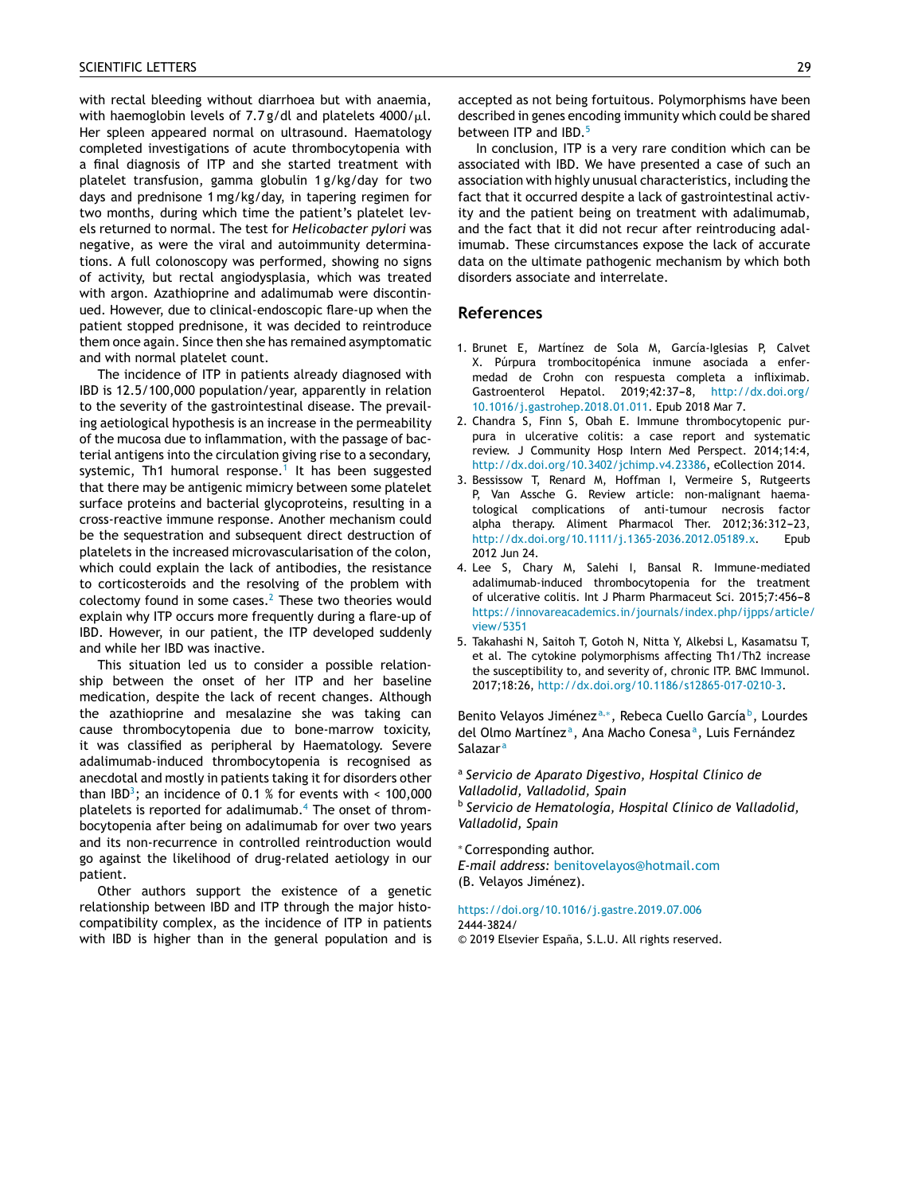with rectal bleeding without diarrhoea but with anaemia, with haemoglobin levels of 7.7 g/dl and platelets 4000/μl. Her spleen appeared normal on ultrasound. Haematology completed investigations of acute thrombocytopenia with a final diagnosis of ITP and she started treatment with platelet transfusion, gamma globulin 1 g/kg/day for two days and prednisone 1 mg/kg/day, in tapering regimen for two months, during which time the patient's platelet levels returned to normal. The test for *Helicobacter pylori* was negative, as were the viral and autoimmunity determinations. A full colonoscopy was performed, showing no signs of activity, but rectal angiodysplasia, which was treated with argon. Azathioprine and adalimumab were discontinued. However, due to clinical-endoscopic flare-up when the patient stopped prednisone, it was decided to reintroduce them once again. Since then she has remained asymptomatic and with normal platelet count.

The incidence of ITP in patients already diagnosed with IBD is 12.5/100,000 population/year, apparently in relation to the severity of the gastrointestinal disease. The prevailing aetiological hypothesis is an increase in the permeability of the mucosa due to inflammation, with the passage of bacterial antigens into the circulation giving rise to a secondary, systemic, Th1 humoral response.[1] It has been suggested that there may be antigenic mimicry between some platelet surface proteins and bacterial glycoproteins, resulting in a cross-reactive immune response. Another mechanism could be the sequestration and subsequent direct destruction of platelets in the increased microvascularisation of the colon, which could explain the lack of antibodies, the resistance to corticosteroids and the resolving of the problem with colectomy found in some cases.[2] These two theories would explain why ITP occurs more frequently during a flare-up of IBD. However, in our patient, the ITP developed suddenly and while her IBD was inactive.

This situation led us to consider a possible relationship between the onset of her ITP and her baseline medication, despite the lack of recent changes. Although the azathioprine and mesalazine she was taking can cause thrombocytopenia due to bone-marrow toxicity, it was classified as peripheral by Haematology. Severe adalimumab-induced thrombocytopenia is recognised as anecdotal and mostly in patients taking it for disorders other than IBD[3]; an incidence of 0.1 % for events with < 100,000 platelets is reported for adalimumab.[4] The onset of thrombocytopenia after being on adalimumab for over two years and its non-recurrence in controlled reintroduction would go against the likelihood of drug-related aetiology in our patient.

Other authors support the existence of a genetic relationship between IBD and ITP through the major histocompatibility complex, as the incidence of ITP in patients with IBD is higher than in the general population and is accepted as not being fortuitous. Polymorphisms have been described in genes encoding immunity which could be shared between ITP and IBD.[5]

In conclusion, ITP is a very rare condition which can be associated with IBD. We have presented a case of such an association with highly unusual characteristics, including the fact that it occurred despite a lack of gastrointestinal activity and the patient being on treatment with adalimumab, and the fact that it did not recur after reintroducing adalimumab. These circumstances expose the lack of accurate data on the ultimate pathogenic mechanism by which both disorders associate and interrelate.

## References

1. Brunet E, Martínez de Sola M, García-Iglesias P, Calvet X. Púrpura trombocitopénica inmune asociada a enfermedad de Crohn con respuesta completa a infliximab. Gastroenterol Hepatol. 2019;42:37–8, http://dx.doi.org/10.1016/j.gastrohep.2018.01.011. Epub 2018 Mar 7.
2. Chandra S, Finn S, Obah E. Immune thrombocytopenic purpura in ulcerative colitis: a case report and systematic review. J Community Hosp Intern Med Perspect. 2014;14:4, http://dx.doi.org/10.3402/jchimp.v4.23386, eCollection 2014.
3. Bessissow T, Renard M, Hoffman I, Vermeire S, Rutgeerts P, Van Assche G. Review article: non-malignant haematological complications of anti-tumour necrosis factor alpha therapy. Aliment Pharmacol Ther. 2012;36:312–23, http://dx.doi.org/10.1111/j.1365-2036.2012.05189.x. Epub 2012 Jun 24.
4. Lee S, Chary M, Salehi I, Bansal R. Immune-mediated adalimumab-induced thrombocytopenia for the treatment of ulcerative colitis. Int J Pharm Pharmaceut Sci. 2015;7:456–8 https://innovareacademics.in/journals/index.php/ijpps/article/view/5351
5. Takahashi N, Saitoh T, Gotoh N, Nitta Y, Alkebsi L, Kasamatsu T, et al. The cytokine polymorphisms affecting Th1/Th2 increase the susceptibility to, and severity of, chronic ITP. BMC Immunol. 2017;18:26, http://dx.doi.org/10.1186/s12865-017-0210-3.

Benito Velayos Jiménez[a,*], Rebeca Cuello García[b], Lourdes del Olmo Martínez[a], Ana Macho Conesa[a], Luis Fernández Salazar[a]

[a] *Servicio de Aparato Digestivo, Hospital Clínico de Valladolid, Valladolid, Spain*
[b] *Servicio de Hematología, Hospital Clínico de Valladolid, Valladolid, Spain*

[*] Corresponding author.
*E-mail address:* benitovelayos@hotmail.com
(B. Velayos Jiménez).

https://doi.org/10.1016/j.gastre.2019.07.006
2444-3824/
© 2019 Elsevier España, S.L.U. All rights reserved.